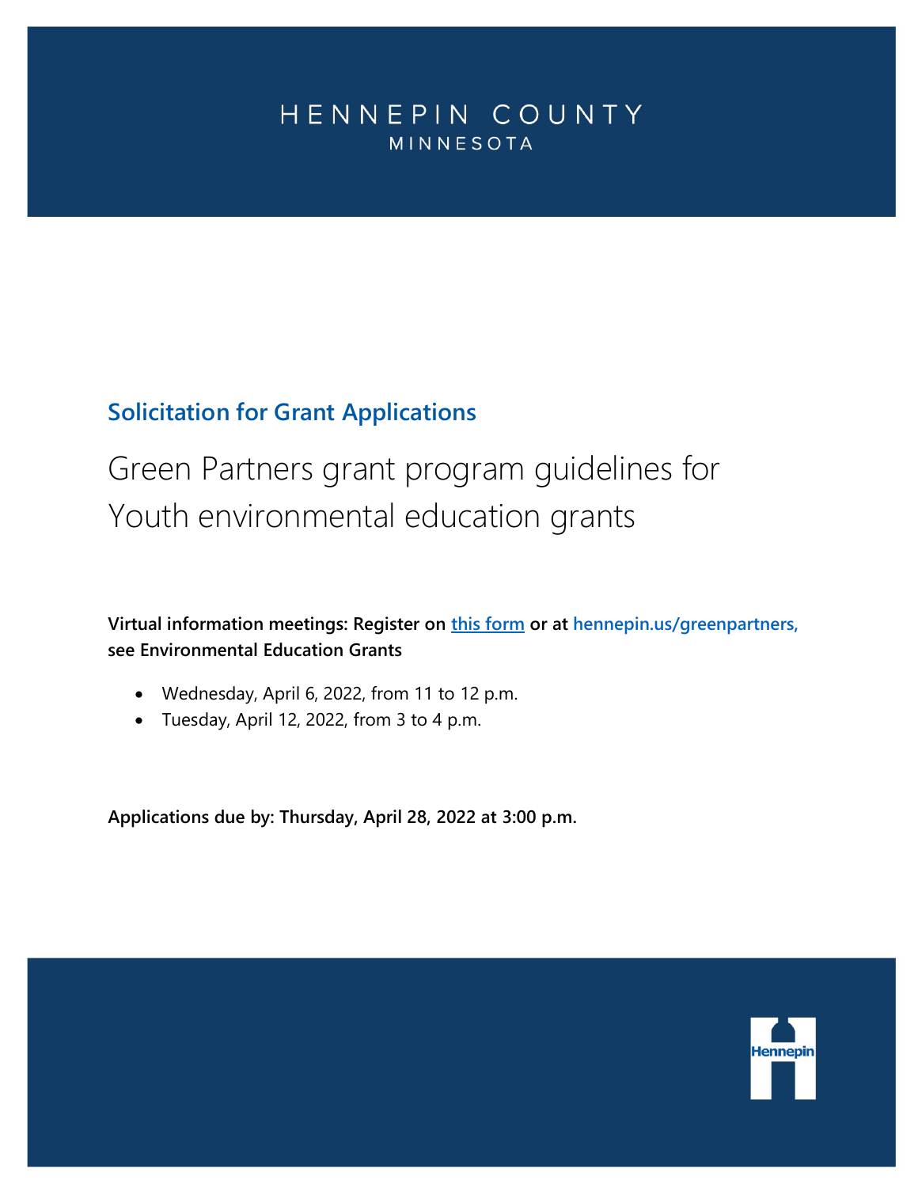HENNEPIN COUNTY
MINNESOTA

## Solicitation for Grant Applications

# Green Partners grant program guidelines for Youth environmental education grants

**Virtual information meetings: Register on this form or at hennepin.us/greenpartners, see Environmental Education Grants**

- Wednesday, April 6, 2022, from 11 to 12 p.m.
- Tuesday, April 12, 2022, from 3 to 4 p.m.

**Applications due by: Thursday, April 28, 2022 at 3:00 p.m.**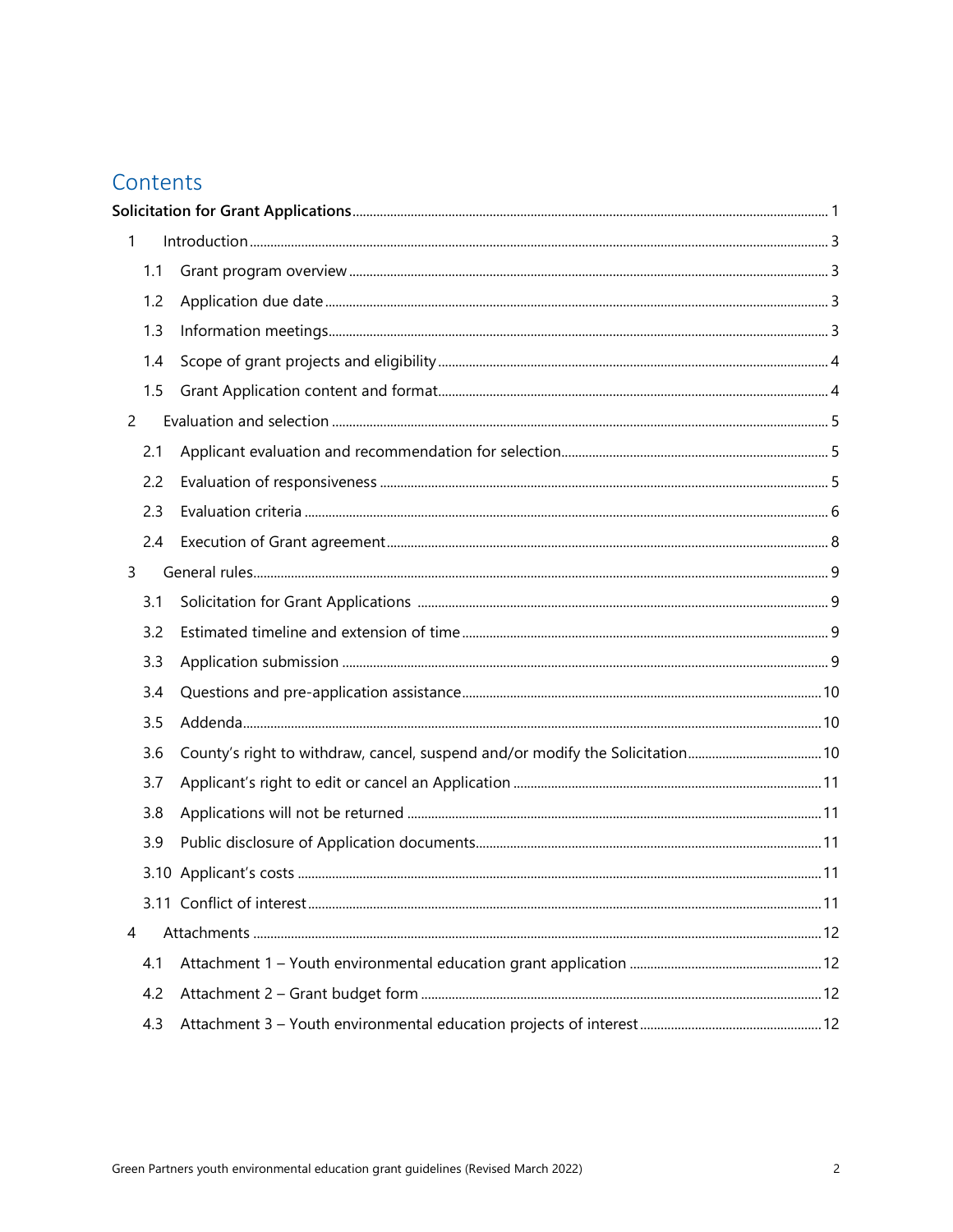# Contents

**Solicitation for Grant Applications** .......... 1

- 1 Introduction .......... 3
  - 1.1 Grant program overview .......... 3
  - 1.2 Application due date .......... 3
  - 1.3 Information meetings .......... 3
  - 1.4 Scope of grant projects and eligibility .......... 4
  - 1.5 Grant Application content and format .......... 4
- 2 Evaluation and selection .......... 5
  - 2.1 Applicant evaluation and recommendation for selection .......... 5
  - 2.2 Evaluation of responsiveness .......... 5
  - 2.3 Evaluation criteria .......... 6
  - 2.4 Execution of Grant agreement .......... 8
- 3 General rules .......... 9
  - 3.1 Solicitation for Grant Applications .......... 9
  - 3.2 Estimated timeline and extension of time .......... 9
  - 3.3 Application submission .......... 9
  - 3.4 Questions and pre-application assistance .......... 10
  - 3.5 Addenda .......... 10
  - 3.6 County's right to withdraw, cancel, suspend and/or modify the Solicitation .......... 10
  - 3.7 Applicant's right to edit or cancel an Application .......... 11
  - 3.8 Applications will not be returned .......... 11
  - 3.9 Public disclosure of Application documents .......... 11
  - 3.10 Applicant's costs .......... 11
  - 3.11 Conflict of interest .......... 11
- 4 Attachments .......... 12
  - 4.1 Attachment 1 – Youth environmental education grant application .......... 12
  - 4.2 Attachment 2 – Grant budget form .......... 12
  - 4.3 Attachment 3 – Youth environmental education projects of interest .......... 12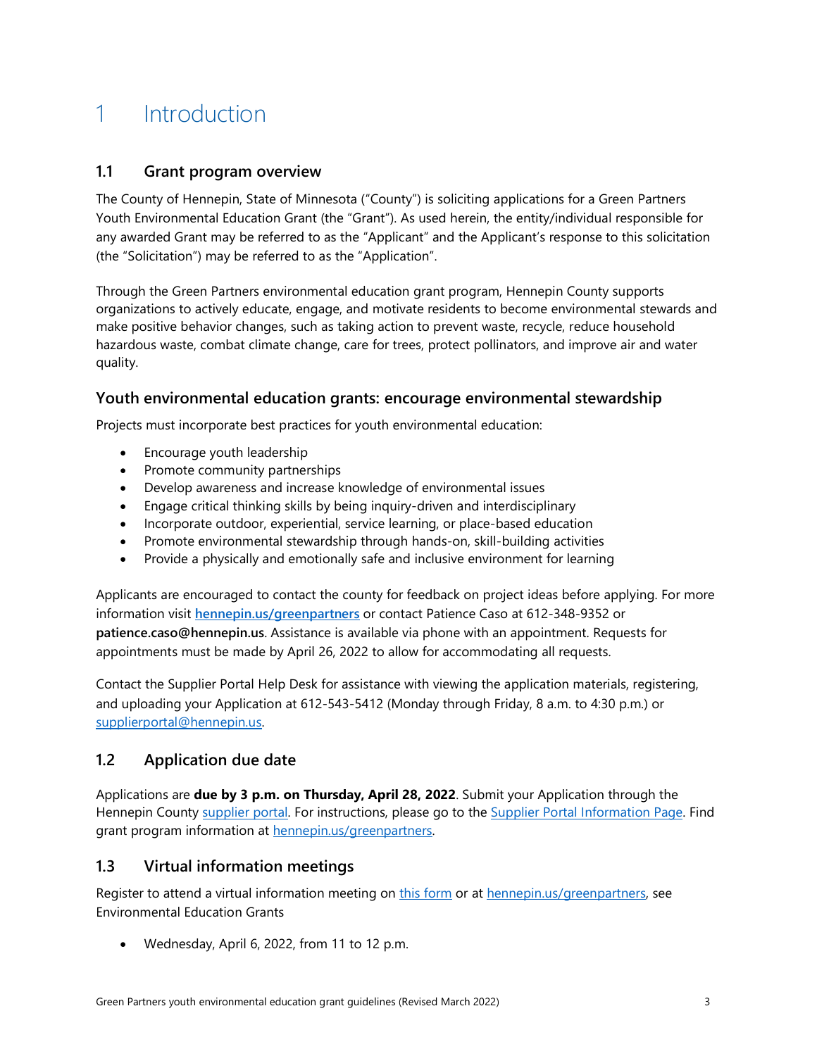# 1 Introduction

## 1.1 Grant program overview

The County of Hennepin, State of Minnesota ("County") is soliciting applications for a Green Partners Youth Environmental Education Grant (the "Grant"). As used herein, the entity/individual responsible for any awarded Grant may be referred to as the "Applicant" and the Applicant's response to this solicitation (the "Solicitation") may be referred to as the "Application".

Through the Green Partners environmental education grant program, Hennepin County supports organizations to actively educate, engage, and motivate residents to become environmental stewards and make positive behavior changes, such as taking action to prevent waste, recycle, reduce household hazardous waste, combat climate change, care for trees, protect pollinators, and improve air and water quality.

### Youth environmental education grants: encourage environmental stewardship

Projects must incorporate best practices for youth environmental education:

- Encourage youth leadership
- Promote community partnerships
- Develop awareness and increase knowledge of environmental issues
- Engage critical thinking skills by being inquiry-driven and interdisciplinary
- Incorporate outdoor, experiential, service learning, or place-based education
- Promote environmental stewardship through hands-on, skill-building activities
- Provide a physically and emotionally safe and inclusive environment for learning

Applicants are encouraged to contact the county for feedback on project ideas before applying. For more information visit **hennepin.us/greenpartners** or contact Patience Caso at 612-348-9352 or **patience.caso@hennepin.us**. Assistance is available via phone with an appointment. Requests for appointments must be made by April 26, 2022 to allow for accommodating all requests.

Contact the Supplier Portal Help Desk for assistance with viewing the application materials, registering, and uploading your Application at 612-543-5412 (Monday through Friday, 8 a.m. to 4:30 p.m.) or supplierportal@hennepin.us.

## 1.2 Application due date

Applications are **due by 3 p.m. on Thursday, April 28, 2022**. Submit your Application through the Hennepin County supplier portal. For instructions, please go to the Supplier Portal Information Page. Find grant program information at hennepin.us/greenpartners.

## 1.3 Virtual information meetings

Register to attend a virtual information meeting on this form or at hennepin.us/greenpartners, see Environmental Education Grants

- Wednesday, April 6, 2022, from 11 to 12 p.m.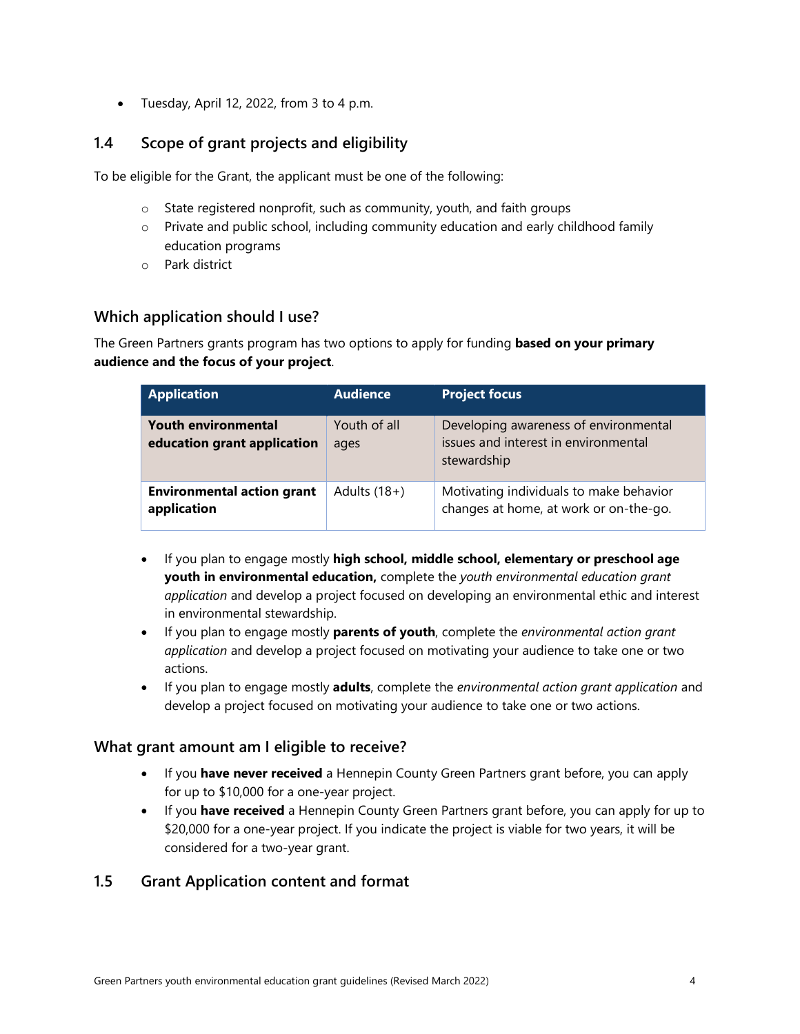- Tuesday, April 12, 2022, from 3 to 4 p.m.

## 1.4 Scope of grant projects and eligibility

To be eligible for the Grant, the applicant must be one of the following:

- State registered nonprofit, such as community, youth, and faith groups
- Private and public school, including community education and early childhood family education programs
- Park district

### Which application should I use?

The Green Partners grants program has two options to apply for funding **based on your primary audience and the focus of your project**.

| Application | Audience | Project focus |
|---|---|---|
| **Youth environmental education grant application** | Youth of all ages | Developing awareness of environmental issues and interest in environmental stewardship |
| **Environmental action grant application** | Adults (18+) | Motivating individuals to make behavior changes at home, at work or on-the-go. |

- If you plan to engage mostly **high school, middle school, elementary or preschool age youth in environmental education,** complete the *youth environmental education grant application* and develop a project focused on developing an environmental ethic and interest in environmental stewardship.
- If you plan to engage mostly **parents of youth**, complete the *environmental action grant application* and develop a project focused on motivating your audience to take one or two actions.
- If you plan to engage mostly **adults**, complete the *environmental action grant application* and develop a project focused on motivating your audience to take one or two actions.

### What grant amount am I eligible to receive?

- If you **have never received** a Hennepin County Green Partners grant before, you can apply for up to $10,000 for a one-year project.
- If you **have received** a Hennepin County Green Partners grant before, you can apply for up to $20,000 for a one-year project. If you indicate the project is viable for two years, it will be considered for a two-year grant.

## 1.5 Grant Application content and format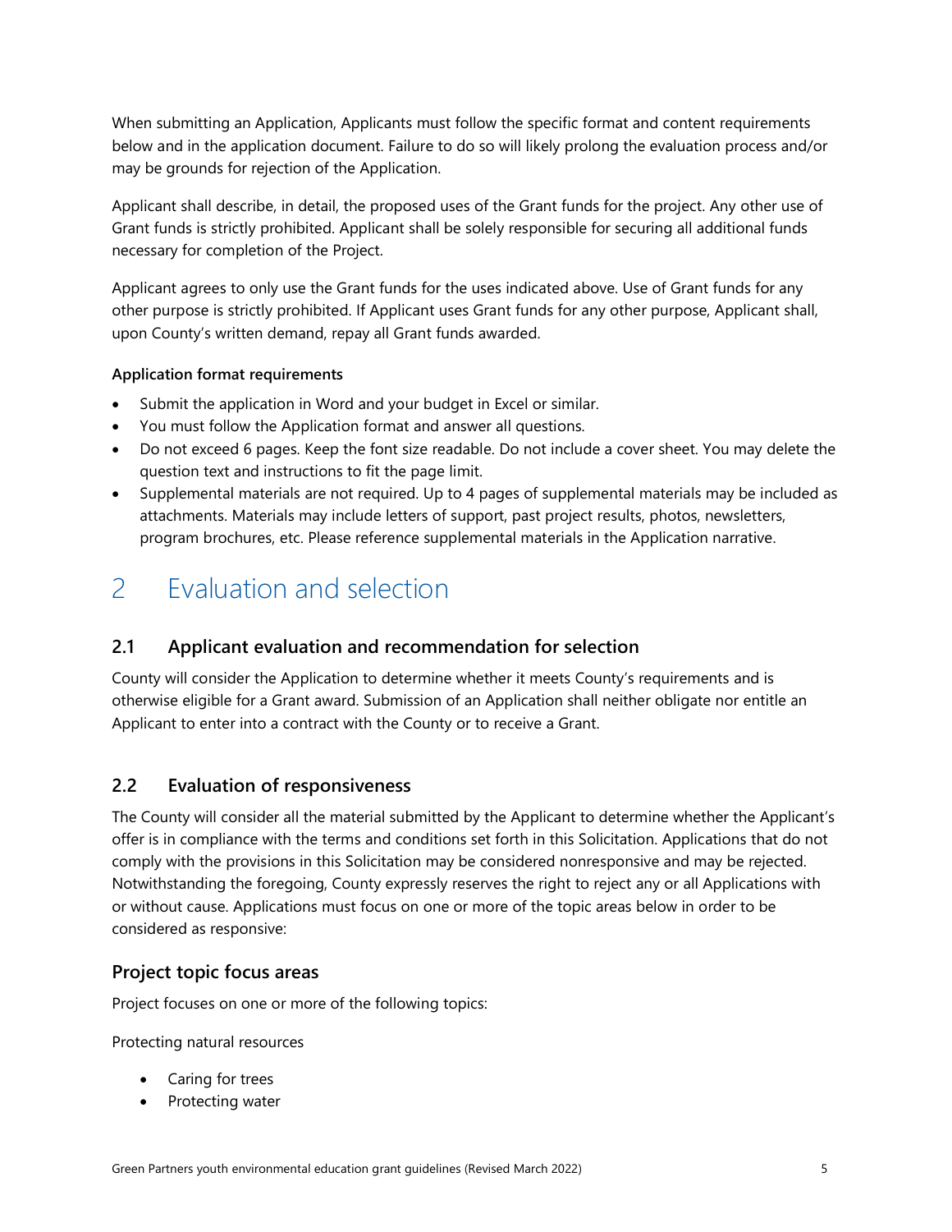When submitting an Application, Applicants must follow the specific format and content requirements below and in the application document. Failure to do so will likely prolong the evaluation process and/or may be grounds for rejection of the Application.

Applicant shall describe, in detail, the proposed uses of the Grant funds for the project. Any other use of Grant funds is strictly prohibited. Applicant shall be solely responsible for securing all additional funds necessary for completion of the Project.

Applicant agrees to only use the Grant funds for the uses indicated above. Use of Grant funds for any other purpose is strictly prohibited. If Applicant uses Grant funds for any other purpose, Applicant shall, upon County's written demand, repay all Grant funds awarded.

**Application format requirements**

- Submit the application in Word and your budget in Excel or similar.
- You must follow the Application format and answer all questions.
- Do not exceed 6 pages. Keep the font size readable. Do not include a cover sheet. You may delete the question text and instructions to fit the page limit.
- Supplemental materials are not required. Up to 4 pages of supplemental materials may be included as attachments. Materials may include letters of support, past project results, photos, newsletters, program brochures, etc. Please reference supplemental materials in the Application narrative.

# 2 Evaluation and selection

## 2.1 Applicant evaluation and recommendation for selection

County will consider the Application to determine whether it meets County's requirements and is otherwise eligible for a Grant award. Submission of an Application shall neither obligate nor entitle an Applicant to enter into a contract with the County or to receive a Grant.

## 2.2 Evaluation of responsiveness

The County will consider all the material submitted by the Applicant to determine whether the Applicant's offer is in compliance with the terms and conditions set forth in this Solicitation. Applications that do not comply with the provisions in this Solicitation may be considered nonresponsive and may be rejected. Notwithstanding the foregoing, County expressly reserves the right to reject any or all Applications with or without cause. Applications must focus on one or more of the topic areas below in order to be considered as responsive:

### Project topic focus areas

Project focuses on one or more of the following topics:

Protecting natural resources

- Caring for trees
- Protecting water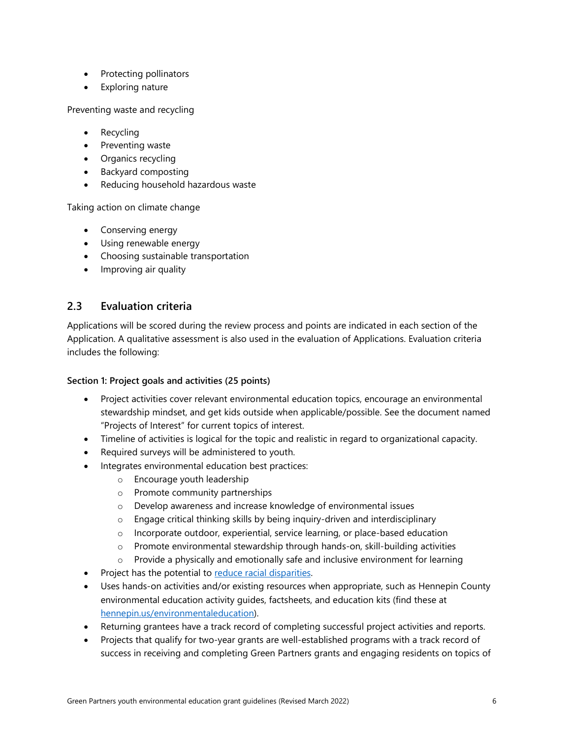- Protecting pollinators
- Exploring nature

Preventing waste and recycling

- Recycling
- Preventing waste
- Organics recycling
- Backyard composting
- Reducing household hazardous waste

Taking action on climate change

- Conserving energy
- Using renewable energy
- Choosing sustainable transportation
- Improving air quality

## 2.3 Evaluation criteria

Applications will be scored during the review process and points are indicated in each section of the Application. A qualitative assessment is also used in the evaluation of Applications. Evaluation criteria includes the following:

**Section 1: Project goals and activities (25 points)**

- Project activities cover relevant environmental education topics, encourage an environmental stewardship mindset, and get kids outside when applicable/possible. See the document named "Projects of Interest" for current topics of interest.
- Timeline of activities is logical for the topic and realistic in regard to organizational capacity.
- Required surveys will be administered to youth.
- Integrates environmental education best practices:
  - Encourage youth leadership
  - Promote community partnerships
  - Develop awareness and increase knowledge of environmental issues
  - Engage critical thinking skills by being inquiry-driven and interdisciplinary
  - Incorporate outdoor, experiential, service learning, or place-based education
  - Promote environmental stewardship through hands-on, skill-building activities
  - Provide a physically and emotionally safe and inclusive environment for learning
- Project has the potential to [reduce racial disparities](#).
- Uses hands-on activities and/or existing resources when appropriate, such as Hennepin County environmental education activity guides, factsheets, and education kits (find these at [hennepin.us/environmentaleducation](#)).
- Returning grantees have a track record of completing successful project activities and reports.
- Projects that qualify for two-year grants are well-established programs with a track record of success in receiving and completing Green Partners grants and engaging residents on topics of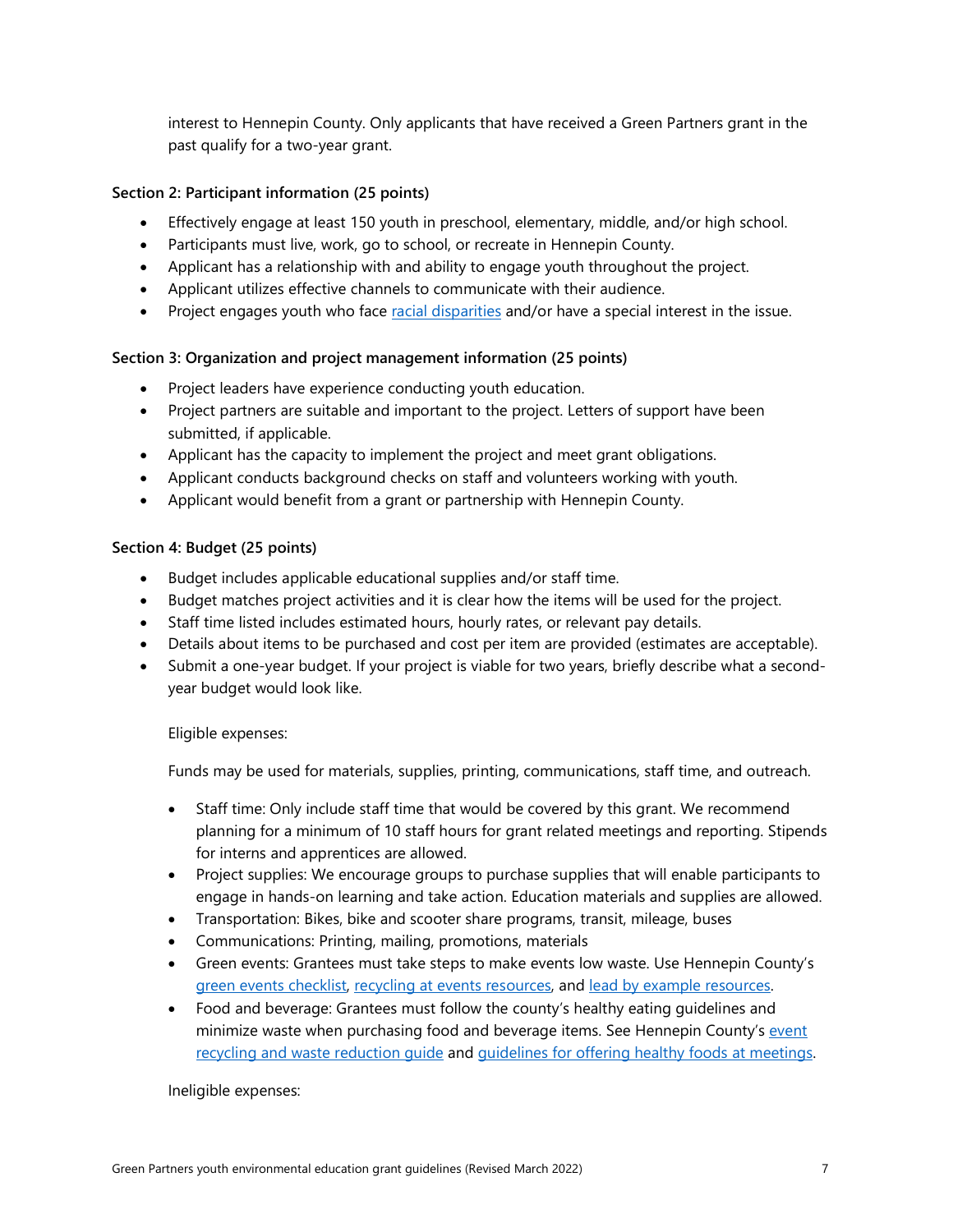interest to Hennepin County. Only applicants that have received a Green Partners grant in the past qualify for a two-year grant.

**Section 2: Participant information (25 points)**

- Effectively engage at least 150 youth in preschool, elementary, middle, and/or high school.
- Participants must live, work, go to school, or recreate in Hennepin County.
- Applicant has a relationship with and ability to engage youth throughout the project.
- Applicant utilizes effective channels to communicate with their audience.
- Project engages youth who face racial disparities and/or have a special interest in the issue.

**Section 3: Organization and project management information (25 points)**

- Project leaders have experience conducting youth education.
- Project partners are suitable and important to the project. Letters of support have been submitted, if applicable.
- Applicant has the capacity to implement the project and meet grant obligations.
- Applicant conducts background checks on staff and volunteers working with youth.
- Applicant would benefit from a grant or partnership with Hennepin County.

**Section 4: Budget (25 points)**

- Budget includes applicable educational supplies and/or staff time.
- Budget matches project activities and it is clear how the items will be used for the project.
- Staff time listed includes estimated hours, hourly rates, or relevant pay details.
- Details about items to be purchased and cost per item are provided (estimates are acceptable).
- Submit a one-year budget. If your project is viable for two years, briefly describe what a second-year budget would look like.

  Eligible expenses:

  Funds may be used for materials, supplies, printing, communications, staff time, and outreach.

  - Staff time: Only include staff time that would be covered by this grant. We recommend planning for a minimum of 10 staff hours for grant related meetings and reporting. Stipends for interns and apprentices are allowed.
  - Project supplies: We encourage groups to purchase supplies that will enable participants to engage in hands-on learning and take action. Education materials and supplies are allowed.
  - Transportation: Bikes, bike and scooter share programs, transit, mileage, buses
  - Communications: Printing, mailing, promotions, materials
  - Green events: Grantees must take steps to make events low waste. Use Hennepin County's green events checklist, recycling at events resources, and lead by example resources.
  - Food and beverage: Grantees must follow the county's healthy eating guidelines and minimize waste when purchasing food and beverage items. See Hennepin County's event recycling and waste reduction guide and guidelines for offering healthy foods at meetings.

  Ineligible expenses: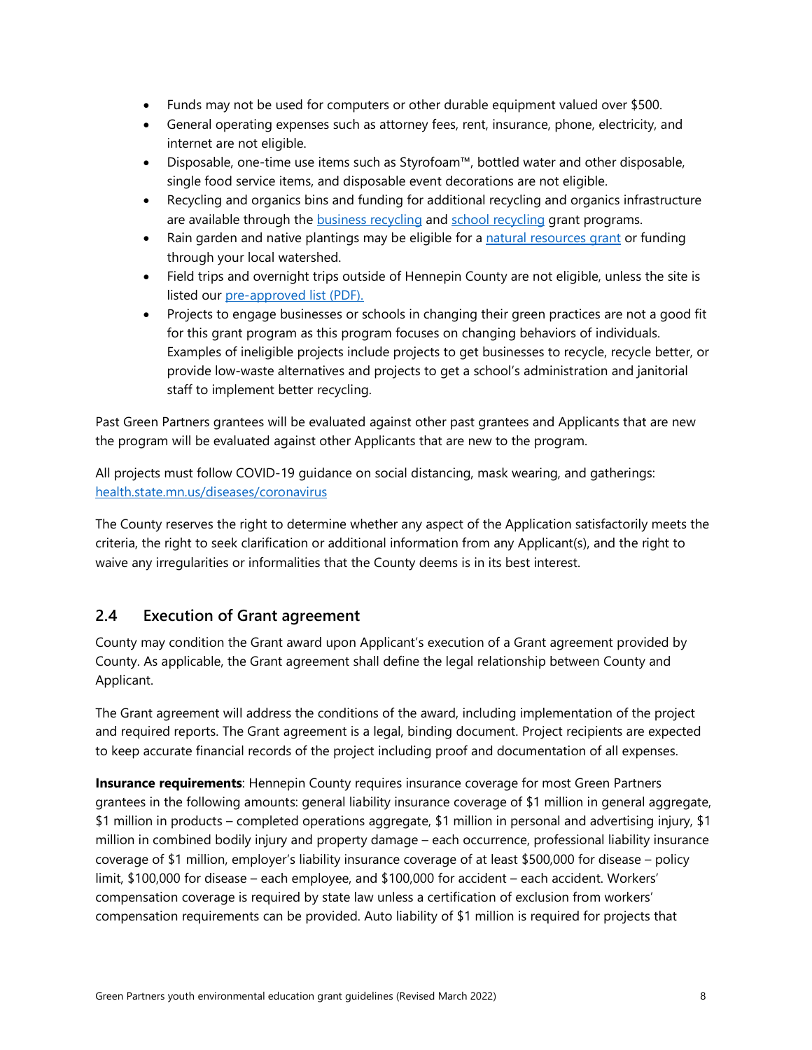- Funds may not be used for computers or other durable equipment valued over $500.
- General operating expenses such as attorney fees, rent, insurance, phone, electricity, and internet are not eligible.
- Disposable, one-time use items such as Styrofoam™, bottled water and other disposable, single food service items, and disposable event decorations are not eligible.
- Recycling and organics bins and funding for additional recycling and organics infrastructure are available through the business recycling and school recycling grant programs.
- Rain garden and native plantings may be eligible for a natural resources grant or funding through your local watershed.
- Field trips and overnight trips outside of Hennepin County are not eligible, unless the site is listed our pre-approved list (PDF).
- Projects to engage businesses or schools in changing their green practices are not a good fit for this grant program as this program focuses on changing behaviors of individuals. Examples of ineligible projects include projects to get businesses to recycle, recycle better, or provide low-waste alternatives and projects to get a school's administration and janitorial staff to implement better recycling.

Past Green Partners grantees will be evaluated against other past grantees and Applicants that are new the program will be evaluated against other Applicants that are new to the program.

All projects must follow COVID-19 guidance on social distancing, mask wearing, and gatherings: health.state.mn.us/diseases/coronavirus

The County reserves the right to determine whether any aspect of the Application satisfactorily meets the criteria, the right to seek clarification or additional information from any Applicant(s), and the right to waive any irregularities or informalities that the County deems is in its best interest.

## 2.4 Execution of Grant agreement

County may condition the Grant award upon Applicant's execution of a Grant agreement provided by County. As applicable, the Grant agreement shall define the legal relationship between County and Applicant.

The Grant agreement will address the conditions of the award, including implementation of the project and required reports. The Grant agreement is a legal, binding document. Project recipients are expected to keep accurate financial records of the project including proof and documentation of all expenses.

**Insurance requirements**: Hennepin County requires insurance coverage for most Green Partners grantees in the following amounts: general liability insurance coverage of $1 million in general aggregate, $1 million in products – completed operations aggregate, $1 million in personal and advertising injury, $1 million in combined bodily injury and property damage – each occurrence, professional liability insurance coverage of $1 million, employer's liability insurance coverage of at least $500,000 for disease – policy limit, $100,000 for disease – each employee, and $100,000 for accident – each accident. Workers' compensation coverage is required by state law unless a certification of exclusion from workers' compensation requirements can be provided. Auto liability of $1 million is required for projects that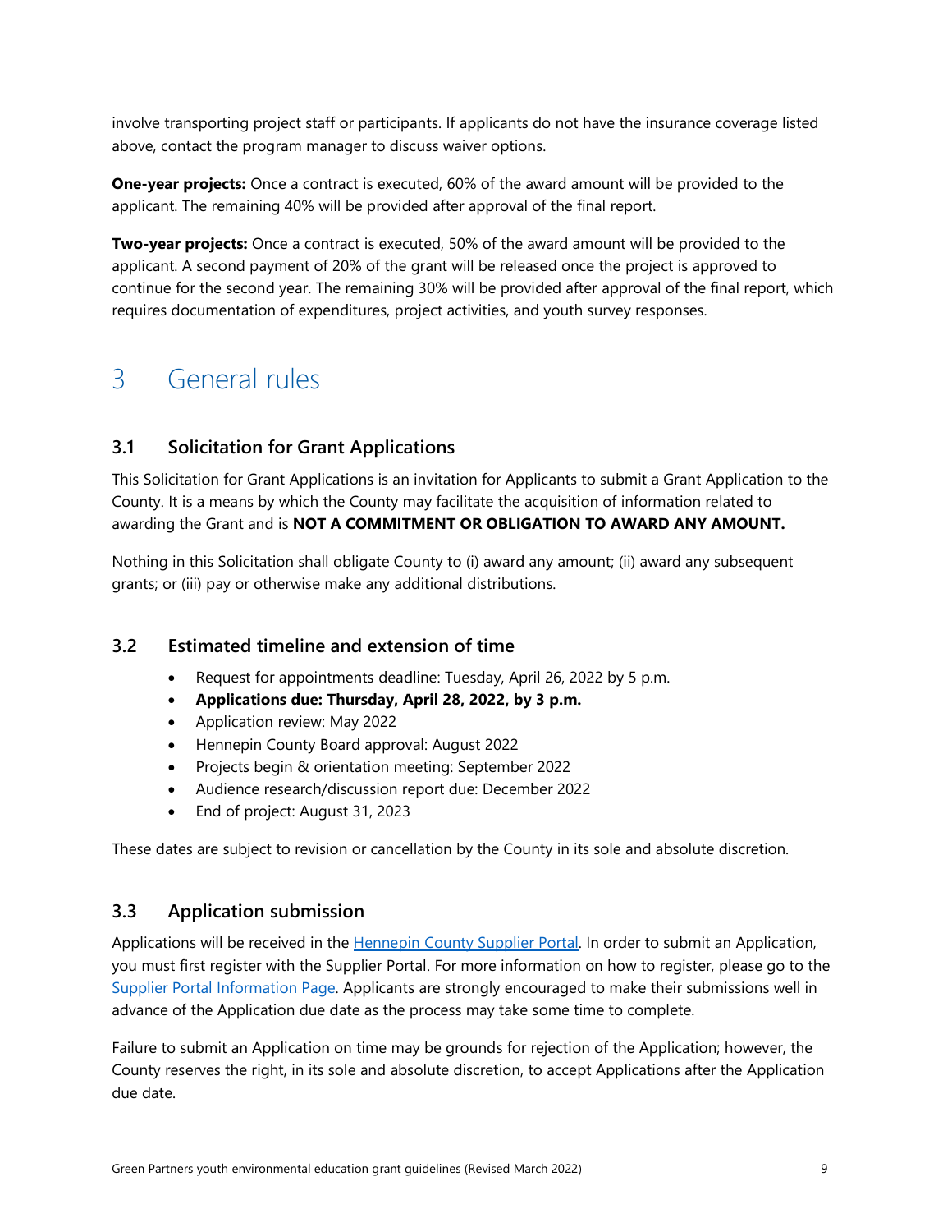involve transporting project staff or participants. If applicants do not have the insurance coverage listed above, contact the program manager to discuss waiver options.

**One-year projects:** Once a contract is executed, 60% of the award amount will be provided to the applicant. The remaining 40% will be provided after approval of the final report.

**Two-year projects:** Once a contract is executed, 50% of the award amount will be provided to the applicant. A second payment of 20% of the grant will be released once the project is approved to continue for the second year. The remaining 30% will be provided after approval of the final report, which requires documentation of expenditures, project activities, and youth survey responses.

# 3 General rules

## 3.1 Solicitation for Grant Applications

This Solicitation for Grant Applications is an invitation for Applicants to submit a Grant Application to the County. It is a means by which the County may facilitate the acquisition of information related to awarding the Grant and is **NOT A COMMITMENT OR OBLIGATION TO AWARD ANY AMOUNT.**

Nothing in this Solicitation shall obligate County to (i) award any amount; (ii) award any subsequent grants; or (iii) pay or otherwise make any additional distributions.

## 3.2 Estimated timeline and extension of time

- Request for appointments deadline: Tuesday, April 26, 2022 by 5 p.m.
- **Applications due: Thursday, April 28, 2022, by 3 p.m.**
- Application review: May 2022
- Hennepin County Board approval: August 2022
- Projects begin & orientation meeting: September 2022
- Audience research/discussion report due: December 2022
- End of project: August 31, 2023

These dates are subject to revision or cancellation by the County in its sole and absolute discretion.

## 3.3 Application submission

Applications will be received in the Hennepin County Supplier Portal. In order to submit an Application, you must first register with the Supplier Portal. For more information on how to register, please go to the Supplier Portal Information Page. Applicants are strongly encouraged to make their submissions well in advance of the Application due date as the process may take some time to complete.

Failure to submit an Application on time may be grounds for rejection of the Application; however, the County reserves the right, in its sole and absolute discretion, to accept Applications after the Application due date.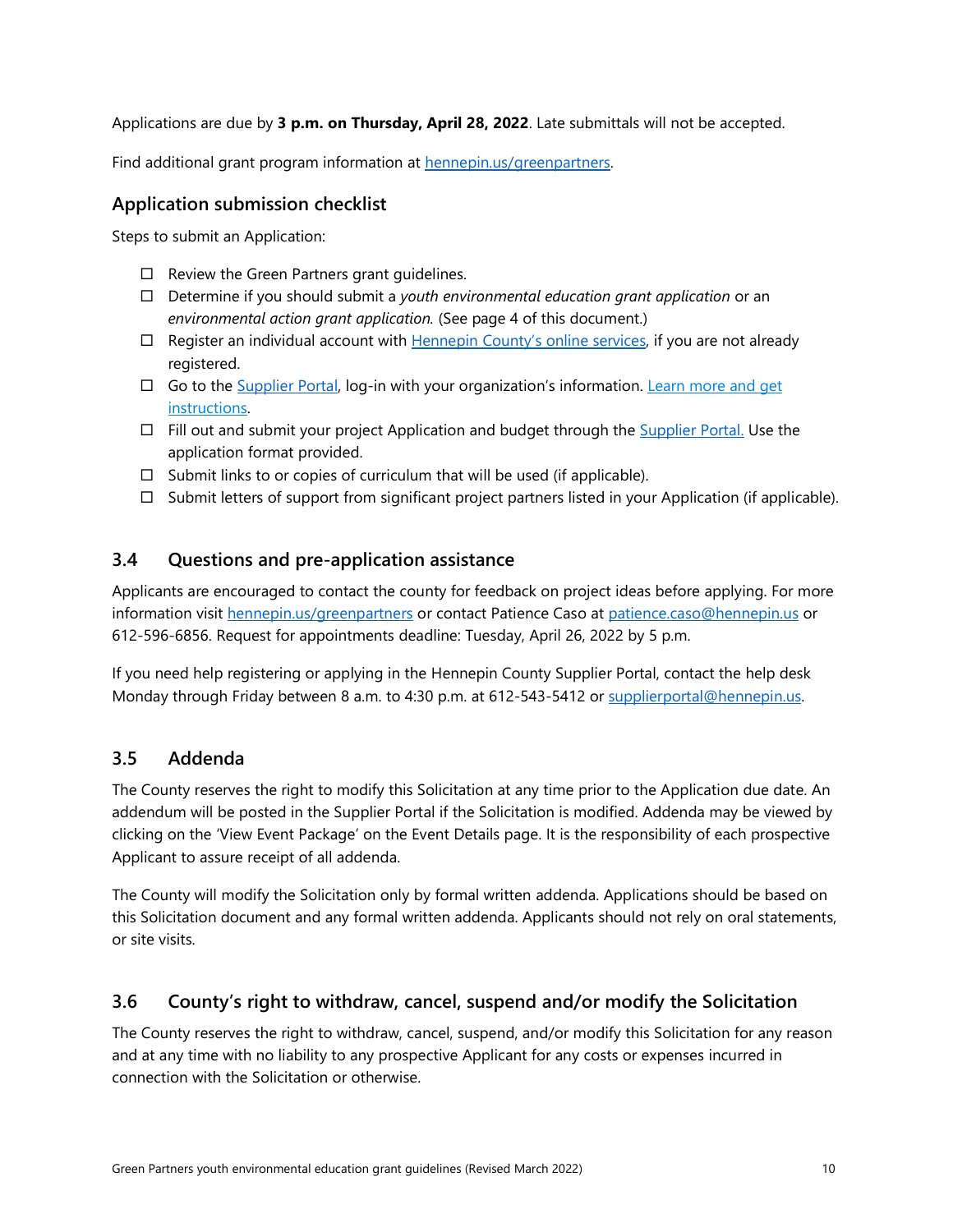Applications are due by **3 p.m. on Thursday, April 28, 2022**. Late submittals will not be accepted.

Find additional grant program information at [hennepin.us/greenpartners](hennepin.us/greenpartners).

### Application submission checklist

Steps to submit an Application:

- ☐ Review the Green Partners grant guidelines.
- ☐ Determine if you should submit a *youth environmental education grant application* or an *environmental action grant application.* (See page 4 of this document.)
- ☐ Register an individual account with Hennepin County's online services, if you are not already registered.
- ☐ Go to the Supplier Portal, log-in with your organization's information. Learn more and get instructions.
- ☐ Fill out and submit your project Application and budget through the Supplier Portal. Use the application format provided.
- ☐ Submit links to or copies of curriculum that will be used (if applicable).
- ☐ Submit letters of support from significant project partners listed in your Application (if applicable).

### 3.4 Questions and pre-application assistance

Applicants are encouraged to contact the county for feedback on project ideas before applying. For more information visit hennepin.us/greenpartners or contact Patience Caso at patience.caso@hennepin.us or 612-596-6856. Request for appointments deadline: Tuesday, April 26, 2022 by 5 p.m.

If you need help registering or applying in the Hennepin County Supplier Portal, contact the help desk Monday through Friday between 8 a.m. to 4:30 p.m. at 612-543-5412 or supplierportal@hennepin.us.

### 3.5 Addenda

The County reserves the right to modify this Solicitation at any time prior to the Application due date. An addendum will be posted in the Supplier Portal if the Solicitation is modified. Addenda may be viewed by clicking on the 'View Event Package' on the Event Details page. It is the responsibility of each prospective Applicant to assure receipt of all addenda.

The County will modify the Solicitation only by formal written addenda. Applications should be based on this Solicitation document and any formal written addenda. Applicants should not rely on oral statements, or site visits.

### 3.6 County's right to withdraw, cancel, suspend and/or modify the Solicitation

The County reserves the right to withdraw, cancel, suspend, and/or modify this Solicitation for any reason and at any time with no liability to any prospective Applicant for any costs or expenses incurred in connection with the Solicitation or otherwise.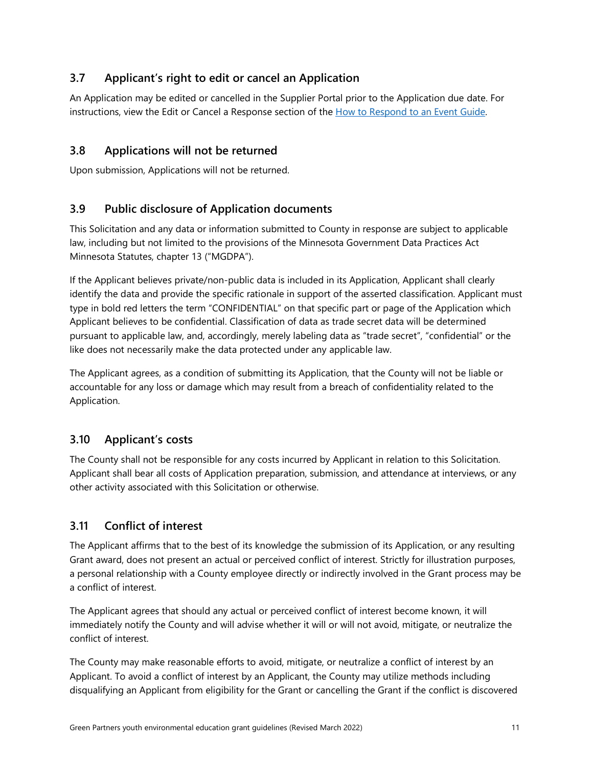## 3.7 Applicant's right to edit or cancel an Application

An Application may be edited or cancelled in the Supplier Portal prior to the Application due date. For instructions, view the Edit or Cancel a Response section of the [How to Respond to an Event Guide](How to Respond to an Event Guide).

## 3.8 Applications will not be returned

Upon submission, Applications will not be returned.

## 3.9 Public disclosure of Application documents

This Solicitation and any data or information submitted to County in response are subject to applicable law, including but not limited to the provisions of the Minnesota Government Data Practices Act Minnesota Statutes, chapter 13 ("MGDPA").

If the Applicant believes private/non-public data is included in its Application, Applicant shall clearly identify the data and provide the specific rationale in support of the asserted classification. Applicant must type in bold red letters the term "CONFIDENTIAL" on that specific part or page of the Application which Applicant believes to be confidential. Classification of data as trade secret data will be determined pursuant to applicable law, and, accordingly, merely labeling data as "trade secret", "confidential" or the like does not necessarily make the data protected under any applicable law.

The Applicant agrees, as a condition of submitting its Application, that the County will not be liable or accountable for any loss or damage which may result from a breach of confidentiality related to the Application.

## 3.10 Applicant's costs

The County shall not be responsible for any costs incurred by Applicant in relation to this Solicitation. Applicant shall bear all costs of Application preparation, submission, and attendance at interviews, or any other activity associated with this Solicitation or otherwise.

## 3.11 Conflict of interest

The Applicant affirms that to the best of its knowledge the submission of its Application, or any resulting Grant award, does not present an actual or perceived conflict of interest. Strictly for illustration purposes, a personal relationship with a County employee directly or indirectly involved in the Grant process may be a conflict of interest.

The Applicant agrees that should any actual or perceived conflict of interest become known, it will immediately notify the County and will advise whether it will or will not avoid, mitigate, or neutralize the conflict of interest.

The County may make reasonable efforts to avoid, mitigate, or neutralize a conflict of interest by an Applicant. To avoid a conflict of interest by an Applicant, the County may utilize methods including disqualifying an Applicant from eligibility for the Grant or cancelling the Grant if the conflict is discovered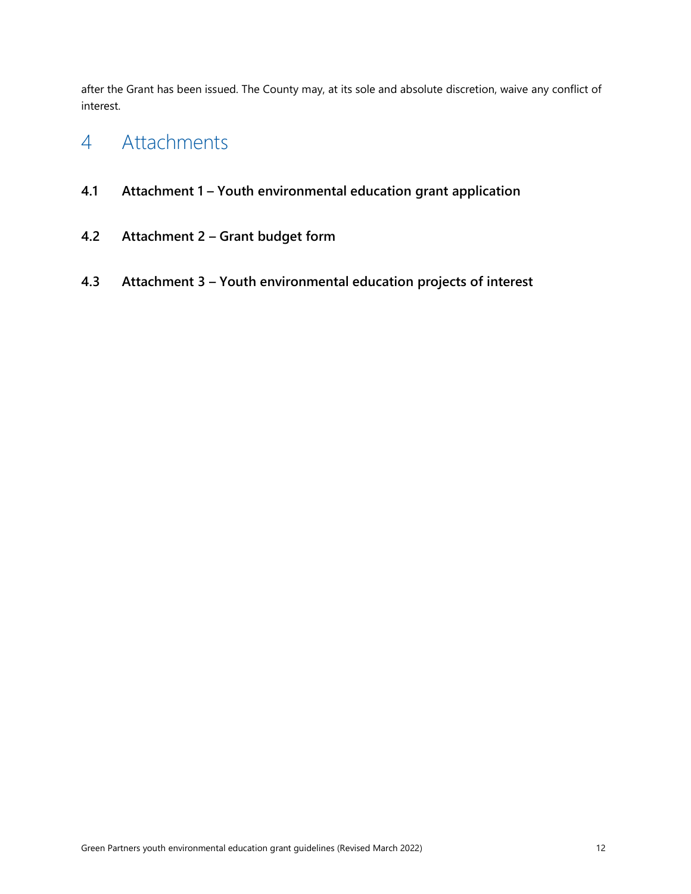after the Grant has been issued. The County may, at its sole and absolute discretion, waive any conflict of interest.

# 4 Attachments

### 4.1 Attachment 1 – Youth environmental education grant application

### 4.2 Attachment 2 – Grant budget form

### 4.3 Attachment 3 – Youth environmental education projects of interest